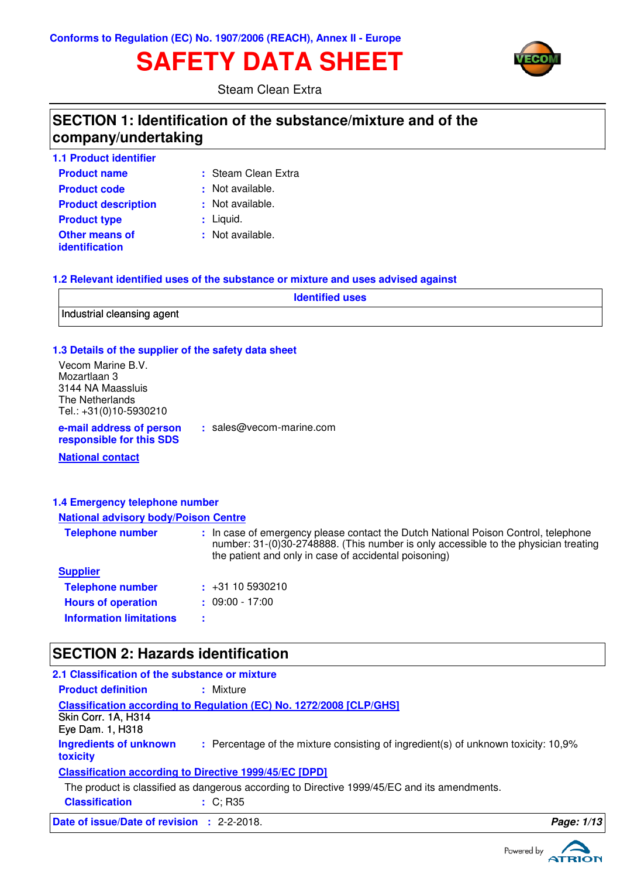Conforms to Regulation (EC) No. 1907/2006 (REACH), Annex II - Europe

# SAFETY DATA SHEET

Steam Clean Extra

## SECTION 1: Identification of the substance/mixture and of the company/undertaking

### 1.1 Product identifier

**Product name** : Steam Clean Extra

**Product code** : Not available.

**Product description** : Not available.

**Product type** : Liquid.

**Other means of identification** : Not available.

### 1.2 Relevant identified uses of the substance or mixture and uses advised against

| Identified uses |
| --- |
| Industrial cleansing agent |

### 1.3 Details of the supplier of the safety data sheet

Vecom Marine B.V.
Mozartlaan 3
3144 NA Maassluis
The Netherlands
Tel.: +31(0)10-5930210

**e-mail address of person responsible for this SDS** : sales@vecom-marine.com

**National contact**

### 1.4 Emergency telephone number

**National advisory body/Poison Centre**

**Telephone number** : In case of emergency please contact the Dutch National Poison Control, telephone number: 31-(0)30-2748888. (This number is only accessible to the physician treating the patient and only in case of accidental poisoning)

**Supplier**

**Telephone number** : +31 10 5930210

**Hours of operation** : 09:00 - 17:00

**Information limitations** :

## SECTION 2: Hazards identification

### 2.1 Classification of the substance or mixture

**Product definition** : Mixture

**Classification according to Regulation (EC) No. 1272/2008 [CLP/GHS]**

Skin Corr. 1A, H314
Eye Dam. 1, H318

**Ingredients of unknown toxicity** : Percentage of the mixture consisting of ingredient(s) of unknown toxicity: 10,9%

**Classification according to Directive 1999/45/EC [DPD]**

The product is classified as dangerous according to Directive 1999/45/EC and its amendments.

**Classification** : C; R35

**Date of issue/Date of revision** : 2-2-2018.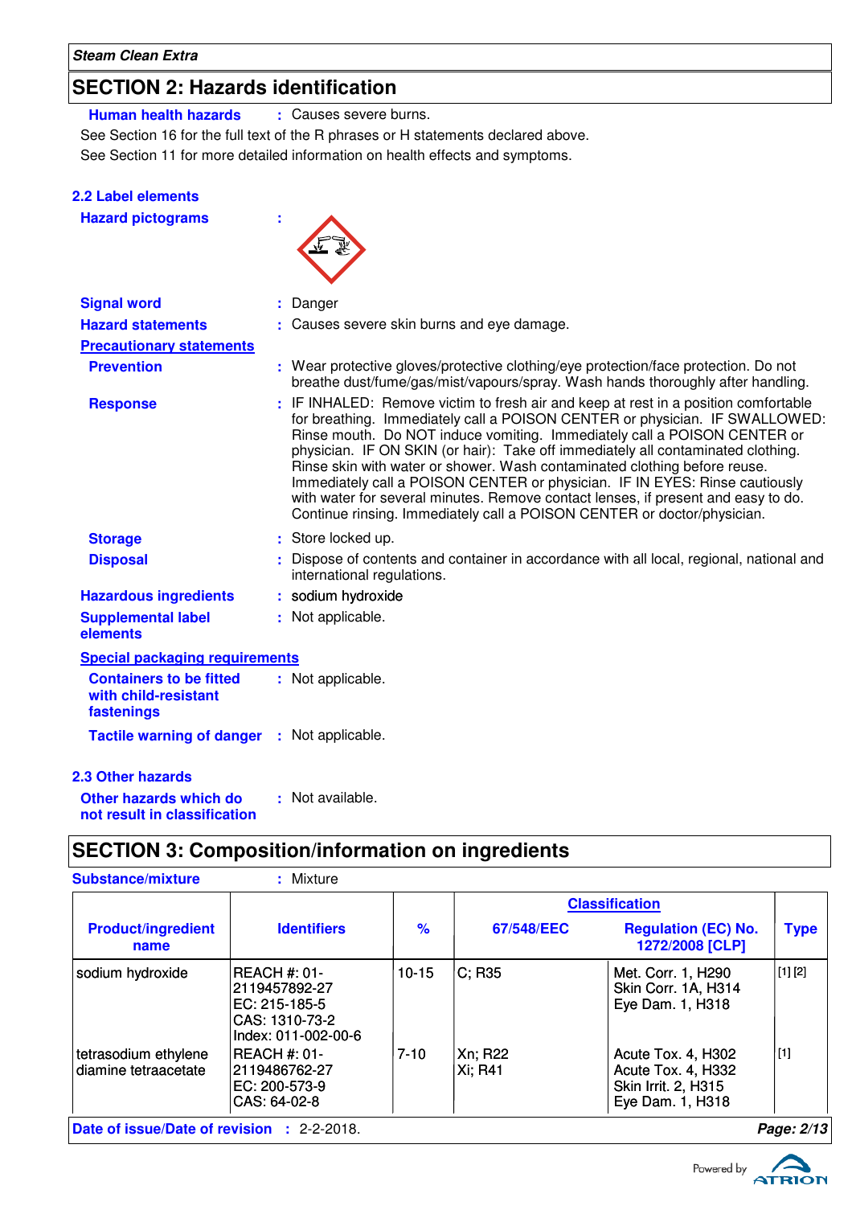## SECTION 2: Hazards identification

**Human health hazards** : Causes severe burns.

See Section 16 for the full text of the R phrases or H statements declared above.

See Section 11 for more detailed information on health effects and symptoms.

### 2.2 Label elements

**Hazard pictograms** :

**Signal word** : Danger

**Hazard statements** : Causes severe skin burns and eye damage.

**Precautionary statements**

**Prevention** : Wear protective gloves/protective clothing/eye protection/face protection. Do not breathe dust/fume/gas/mist/vapours/spray. Wash hands thoroughly after handling.

**Response** : IF INHALED: Remove victim to fresh air and keep at rest in a position comfortable for breathing. Immediately call a POISON CENTER or physician. IF SWALLOWED: Rinse mouth. Do NOT induce vomiting. Immediately call a POISON CENTER or physician. IF ON SKIN (or hair): Take off immediately all contaminated clothing. Rinse skin with water or shower. Wash contaminated clothing before reuse. Immediately call a POISON CENTER or physician. IF IN EYES: Rinse cautiously with water for several minutes. Remove contact lenses, if present and easy to do. Continue rinsing. Immediately call a POISON CENTER or doctor/physician.

**Storage** : Store locked up.

**Disposal** : Dispose of contents and container in accordance with all local, regional, national and international regulations.

**Hazardous ingredients** : sodium hydroxide

**Supplemental label elements** : Not applicable.

**Special packaging requirements**

**Containers to be fitted with child-resistant fastenings** : Not applicable.

**Tactile warning of danger** : Not applicable.

### 2.3 Other hazards

**Other hazards which do not result in classification** : Not available.

## SECTION 3: Composition/information on ingredients

**Substance/mixture** : Mixture

| Product/ingredient name | Identifiers | % | Classification | | Type |
|---|---|---|---|---|---|
| | | | 67/548/EEC | Regulation (EC) No. 1272/2008 [CLP] | |
| sodium hydroxide | REACH #: 01-2119457892-27<br>EC: 215-185-5<br>CAS: 1310-73-2<br>Index: 011-002-00-6 | 10-15 | C; R35 | Met. Corr. 1, H290<br>Skin Corr. 1A, H314<br>Eye Dam. 1, H318 | [1] [2] |
| tetrasodium ethylene diamine tetraacetate | REACH #: 01-2119486762-27<br>EC: 200-573-9<br>CAS: 64-02-8 | 7-10 | Xn; R22<br>Xi; R41 | Acute Tox. 4, H302<br>Acute Tox. 4, H332<br>Skin Irrit. 2, H315<br>Eye Dam. 1, H318 | [1] |

**Date of issue/Date of revision** : 2-2-2018.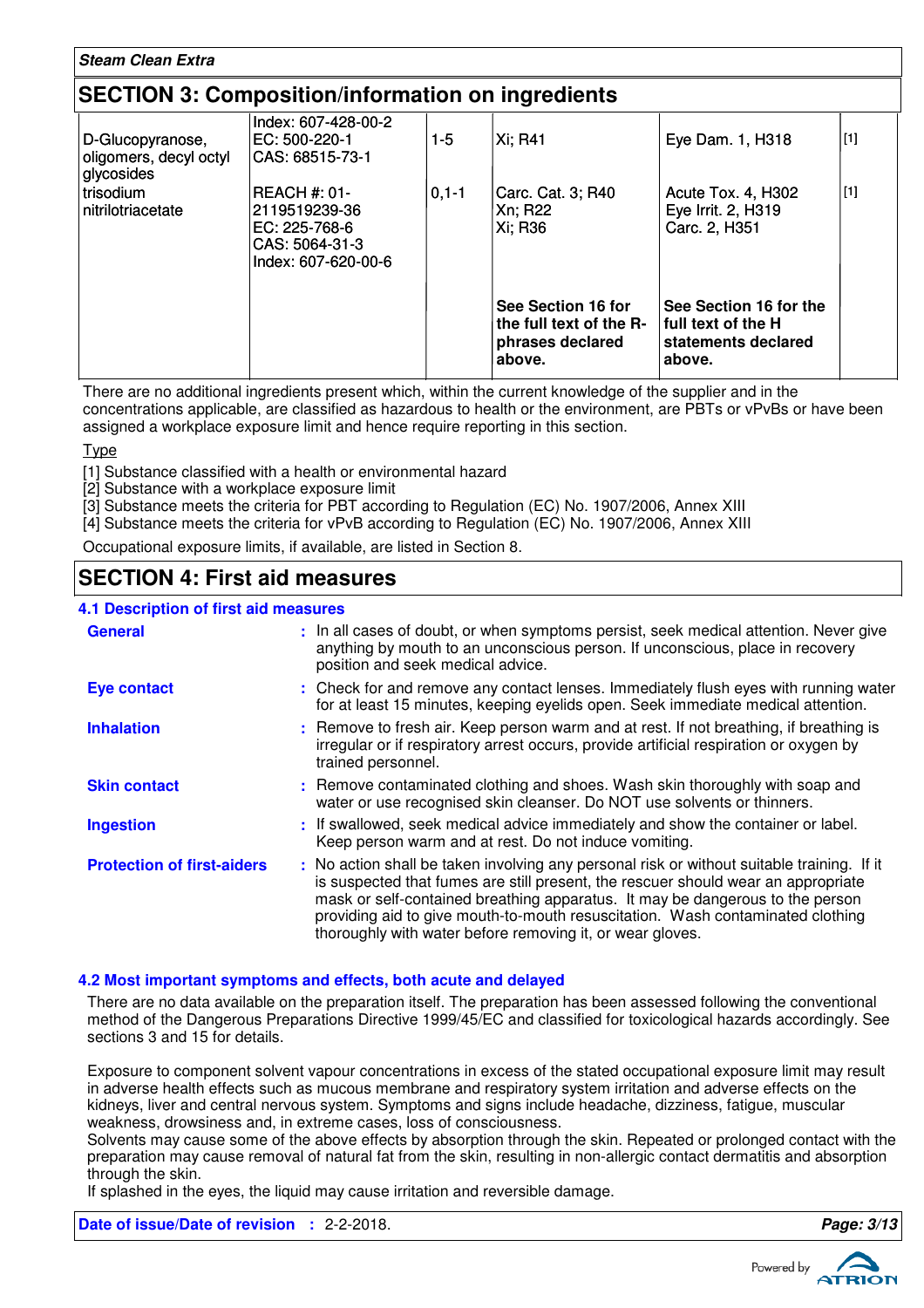## SECTION 3: Composition/information on ingredients

| | | | | | |
|---|---|---|---|---|---|
| D-Glucopyranose, oligomers, decyl octyl glycosides | Index: 607-428-00-2 EC: 500-220-1 CAS: 68515-73-1 | 1-5 | Xi; R41 | Eye Dam. 1, H318 | [1] |
| trisodium nitrilotriacetate | REACH #: 01-2119519239-36 EC: 225-768-6 CAS: 5064-31-3 Index: 607-620-00-6 | 0,1-1 | Carc. Cat. 3; R40 Xn; R22 Xi; R36 | Acute Tox. 4, H302 Eye Irrit. 2, H319 Carc. 2, H351 | [1] |
| | | | **See Section 16 for the full text of the R-phrases declared above.** | **See Section 16 for the full text of the H statements declared above.** | |

There are no additional ingredients present which, within the current knowledge of the supplier and in the concentrations applicable, are classified as hazardous to health or the environment, are PBTs or vPvBs or have been assigned a workplace exposure limit and hence require reporting in this section.

Type

[1] Substance classified with a health or environmental hazard
[2] Substance with a workplace exposure limit
[3] Substance meets the criteria for PBT according to Regulation (EC) No. 1907/2006, Annex XIII
[4] Substance meets the criteria for vPvB according to Regulation (EC) No. 1907/2006, Annex XIII

Occupational exposure limits, if available, are listed in Section 8.

## SECTION 4: First aid measures

### 4.1 Description of first aid measures

**General** : In all cases of doubt, or when symptoms persist, seek medical attention. Never give anything by mouth to an unconscious person. If unconscious, place in recovery position and seek medical advice.

**Eye contact** : Check for and remove any contact lenses. Immediately flush eyes with running water for at least 15 minutes, keeping eyelids open. Seek immediate medical attention.

**Inhalation** : Remove to fresh air. Keep person warm and at rest. If not breathing, if breathing is irregular or if respiratory arrest occurs, provide artificial respiration or oxygen by trained personnel.

**Skin contact** : Remove contaminated clothing and shoes. Wash skin thoroughly with soap and water or use recognised skin cleanser. Do NOT use solvents or thinners.

**Ingestion** : If swallowed, seek medical advice immediately and show the container or label. Keep person warm and at rest. Do not induce vomiting.

**Protection of first-aiders** : No action shall be taken involving any personal risk or without suitable training. If it is suspected that fumes are still present, the rescuer should wear an appropriate mask or self-contained breathing apparatus. It may be dangerous to the person providing aid to give mouth-to-mouth resuscitation. Wash contaminated clothing thoroughly with water before removing it, or wear gloves.

### 4.2 Most important symptoms and effects, both acute and delayed

There are no data available on the preparation itself. The preparation has been assessed following the conventional method of the Dangerous Preparations Directive 1999/45/EC and classified for toxicological hazards accordingly. See sections 3 and 15 for details.

Exposure to component solvent vapour concentrations in excess of the stated occupational exposure limit may result in adverse health effects such as mucous membrane and respiratory system irritation and adverse effects on the kidneys, liver and central nervous system. Symptoms and signs include headache, dizziness, fatigue, muscular weakness, drowsiness and, in extreme cases, loss of consciousness.
Solvents may cause some of the above effects by absorption through the skin. Repeated or prolonged contact with the preparation may cause removal of natural fat from the skin, resulting in non-allergic contact dermatitis and absorption through the skin.
If splashed in the eyes, the liquid may cause irritation and reversible damage.

**Date of issue/Date of revision** : 2-2-2018.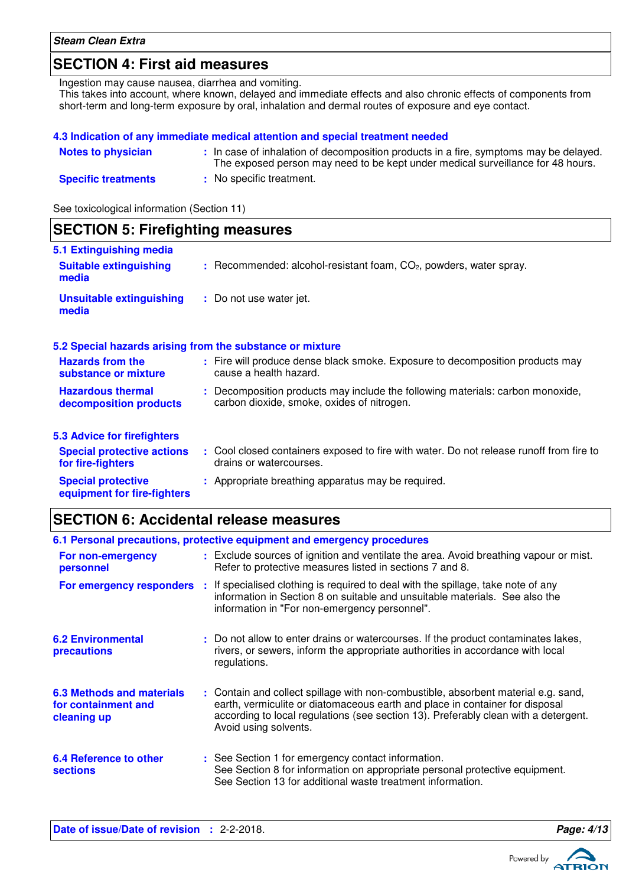## SECTION 4: First aid measures

Ingestion may cause nausea, diarrhea and vomiting.
This takes into account, where known, delayed and immediate effects and also chronic effects of components from short-term and long-term exposure by oral, inhalation and dermal routes of exposure and eye contact.

### 4.3 Indication of any immediate medical attention and special treatment needed

**Notes to physician** : In case of inhalation of decomposition products in a fire, symptoms may be delayed. The exposed person may need to be kept under medical surveillance for 48 hours.

**Specific treatments** : No specific treatment.

See toxicological information (Section 11)

## SECTION 5: Firefighting measures

### 5.1 Extinguishing media

**Suitable extinguishing media** : Recommended: alcohol-resistant foam, $CO_2$, powders, water spray.

**Unsuitable extinguishing media** : Do not use water jet.

### 5.2 Special hazards arising from the substance or mixture

**Hazards from the substance or mixture** : Fire will produce dense black smoke. Exposure to decomposition products may cause a health hazard.

**Hazardous thermal decomposition products** : Decomposition products may include the following materials: carbon monoxide, carbon dioxide, smoke, oxides of nitrogen.

### 5.3 Advice for firefighters

**Special protective actions for fire-fighters** : Cool closed containers exposed to fire with water. Do not release runoff from fire to drains or watercourses.

**Special protective equipment for fire-fighters** : Appropriate breathing apparatus may be required.

## SECTION 6: Accidental release measures

### 6.1 Personal precautions, protective equipment and emergency procedures

**For non-emergency personnel** : Exclude sources of ignition and ventilate the area. Avoid breathing vapour or mist. Refer to protective measures listed in sections 7 and 8.

**For emergency responders** : If specialised clothing is required to deal with the spillage, take note of any information in Section 8 on suitable and unsuitable materials. See also the information in "For non-emergency personnel".

**6.2 Environmental precautions** : Do not allow to enter drains or watercourses. If the product contaminates lakes, rivers, or sewers, inform the appropriate authorities in accordance with local regulations.

**6.3 Methods and materials for containment and cleaning up** : Contain and collect spillage with non-combustible, absorbent material e.g. sand, earth, vermiculite or diatomaceous earth and place in container for disposal according to local regulations (see section 13). Preferably clean with a detergent. Avoid using solvents.

**6.4 Reference to other sections** : See Section 1 for emergency contact information.
See Section 8 for information on appropriate personal protective equipment.
See Section 13 for additional waste treatment information.

**Date of issue/Date of revision** : 2-2-2018.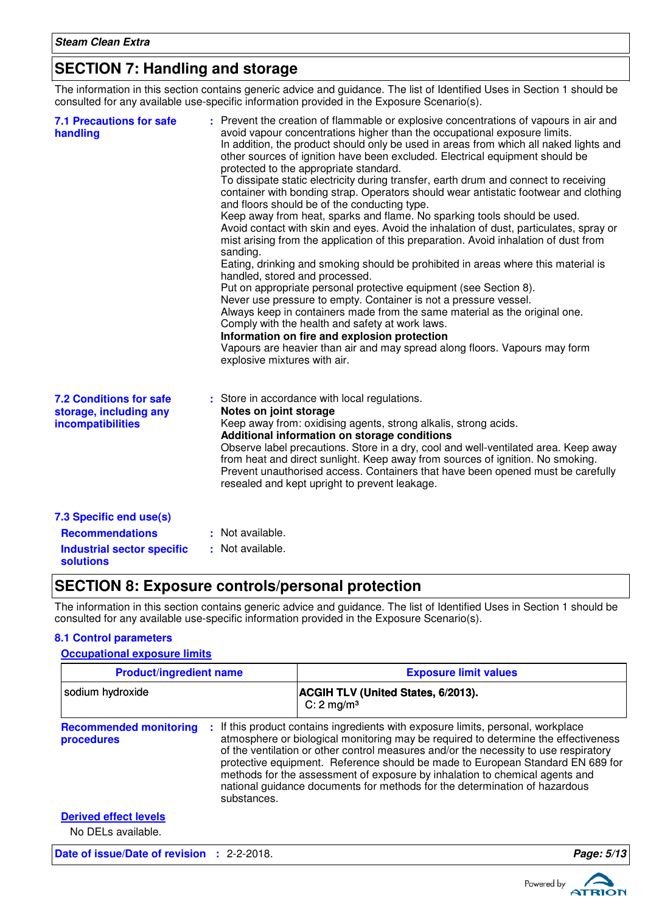## SECTION 7: Handling and storage

The information in this section contains generic advice and guidance. The list of Identified Uses in Section 1 should be consulted for any available use-specific information provided in the Exposure Scenario(s).

**7.1 Precautions for safe handling**

: Prevent the creation of flammable or explosive concentrations of vapours in air and avoid vapour concentrations higher than the occupational exposure limits.
In addition, the product should only be used in areas from which all naked lights and other sources of ignition have been excluded. Electrical equipment should be protected to the appropriate standard.
To dissipate static electricity during transfer, earth drum and connect to receiving container with bonding strap. Operators should wear antistatic footwear and clothing and floors should be of the conducting type.
Keep away from heat, sparks and flame. No sparking tools should be used.
Avoid contact with skin and eyes. Avoid the inhalation of dust, particulates, spray or mist arising from the application of this preparation. Avoid inhalation of dust from sanding.
Eating, drinking and smoking should be prohibited in areas where this material is handled, stored and processed.
Put on appropriate personal protective equipment (see Section 8).
Never use pressure to empty. Container is not a pressure vessel.
Always keep in containers made from the same material as the original one.
Comply with the health and safety at work laws.
**Information on fire and explosion protection**
Vapours are heavier than air and may spread along floors. Vapours may form explosive mixtures with air.

**7.2 Conditions for safe storage, including any incompatibilities**

: Store in accordance with local regulations.
**Notes on joint storage**
Keep away from: oxidising agents, strong alkalis, strong acids.
**Additional information on storage conditions**
Observe label precautions. Store in a dry, cool and well-ventilated area. Keep away from heat and direct sunlight. Keep away from sources of ignition. No smoking.
Prevent unauthorised access. Containers that have been opened must be carefully resealed and kept upright to prevent leakage.

**7.3 Specific end use(s)**

**Recommendations** : Not available.

**Industrial sector specific solutions** : Not available.

## SECTION 8: Exposure controls/personal protection

The information in this section contains generic advice and guidance. The list of Identified Uses in Section 1 should be consulted for any available use-specific information provided in the Exposure Scenario(s).

**8.1 Control parameters**

**Occupational exposure limits**

| Product/ingredient name | Exposure limit values |
|---|---|
| sodium hydroxide | **ACGIH TLV (United States, 6/2013).** C: 2 mg/m³ |

**Recommended monitoring procedures** : If this product contains ingredients with exposure limits, personal, workplace atmosphere or biological monitoring may be required to determine the effectiveness of the ventilation or other control measures and/or the necessity to use respiratory protective equipment. Reference should be made to European Standard EN 689 for methods for the assessment of exposure by inhalation to chemical agents and national guidance documents for methods for the determination of hazardous substances.

**Derived effect levels**

No DELs available.

**Date of issue/Date of revision** : 2-2-2018.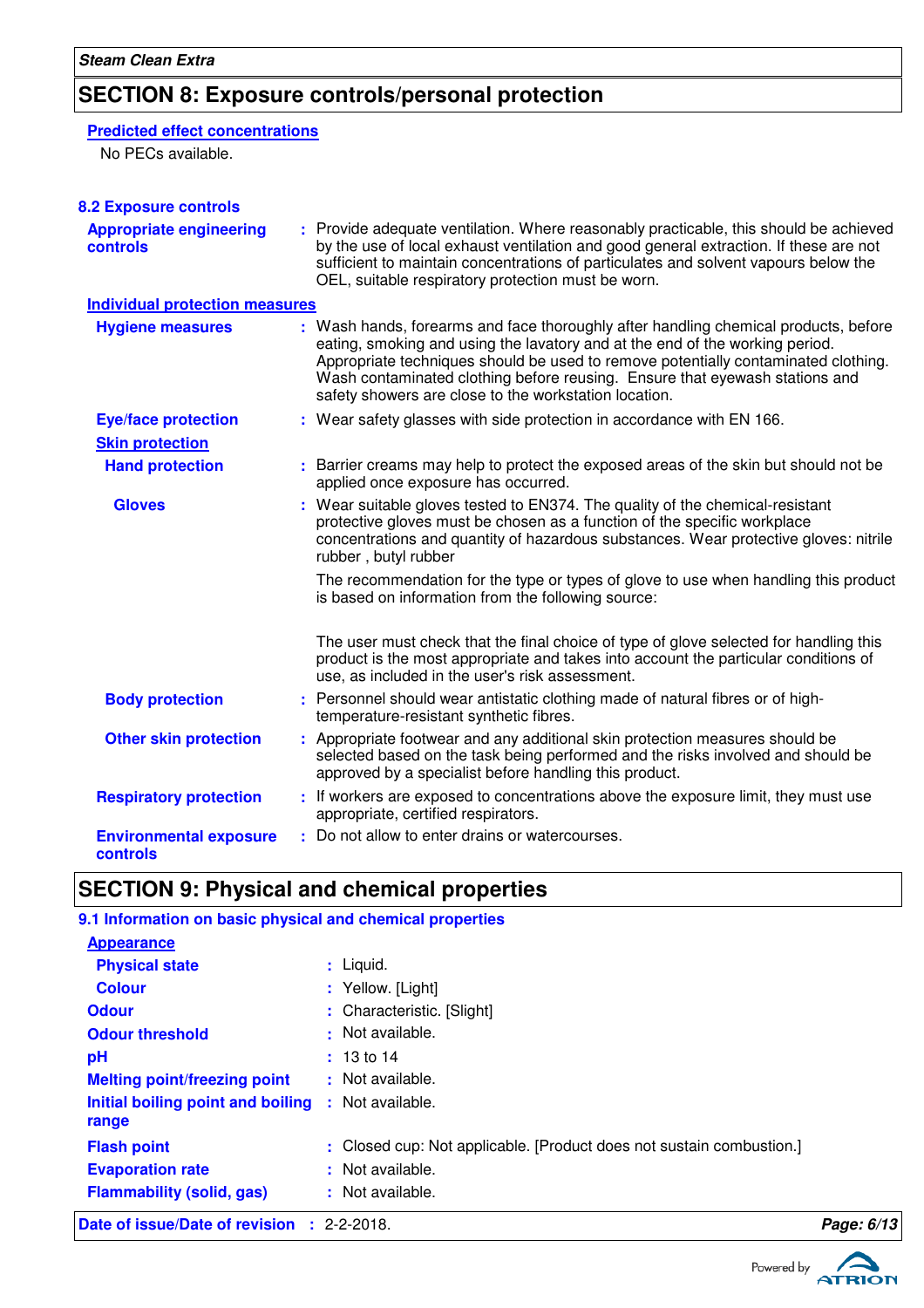## SECTION 8: Exposure controls/personal protection

**Predicted effect concentrations**

No PECs available.

### 8.2 Exposure controls

**Appropriate engineering controls** : Provide adequate ventilation. Where reasonably practicable, this should be achieved by the use of local exhaust ventilation and good general extraction. If these are not sufficient to maintain concentrations of particulates and solvent vapours below the OEL, suitable respiratory protection must be worn.

**Individual protection measures**

**Hygiene measures** : Wash hands, forearms and face thoroughly after handling chemical products, before eating, smoking and using the lavatory and at the end of the working period. Appropriate techniques should be used to remove potentially contaminated clothing. Wash contaminated clothing before reusing. Ensure that eyewash stations and safety showers are close to the workstation location.

**Eye/face protection** : Wear safety glasses with side protection in accordance with EN 166.

**Skin protection**

**Hand protection** : Barrier creams may help to protect the exposed areas of the skin but should not be applied once exposure has occurred.

**Gloves** : Wear suitable gloves tested to EN374. The quality of the chemical-resistant protective gloves must be chosen as a function of the specific workplace concentrations and quantity of hazardous substances. Wear protective gloves: nitrile rubber , butyl rubber

The recommendation for the type or types of glove to use when handling this product is based on information from the following source:

The user must check that the final choice of type of glove selected for handling this product is the most appropriate and takes into account the particular conditions of use, as included in the user's risk assessment.

**Body protection** : Personnel should wear antistatic clothing made of natural fibres or of high-temperature-resistant synthetic fibres.

**Other skin protection** : Appropriate footwear and any additional skin protection measures should be selected based on the task being performed and the risks involved and should be approved by a specialist before handling this product.

**Respiratory protection** : If workers are exposed to concentrations above the exposure limit, they must use appropriate, certified respirators.

**Environmental exposure controls** : Do not allow to enter drains or watercourses.

## SECTION 9: Physical and chemical properties

### 9.1 Information on basic physical and chemical properties

**Appearance**

**Physical state** : Liquid.

**Colour** : Yellow. [Light]

**Odour** : Characteristic. [Slight]

**Odour threshold** : Not available.

**pH** : 13 to 14

**Melting point/freezing point** : Not available.

**Initial boiling point and boiling range** : Not available.

**Flash point** : Closed cup: Not applicable. [Product does not sustain combustion.]

**Evaporation rate** : Not available.

**Flammability (solid, gas)** : Not available.

**Date of issue/Date of revision** : 2-2-2018.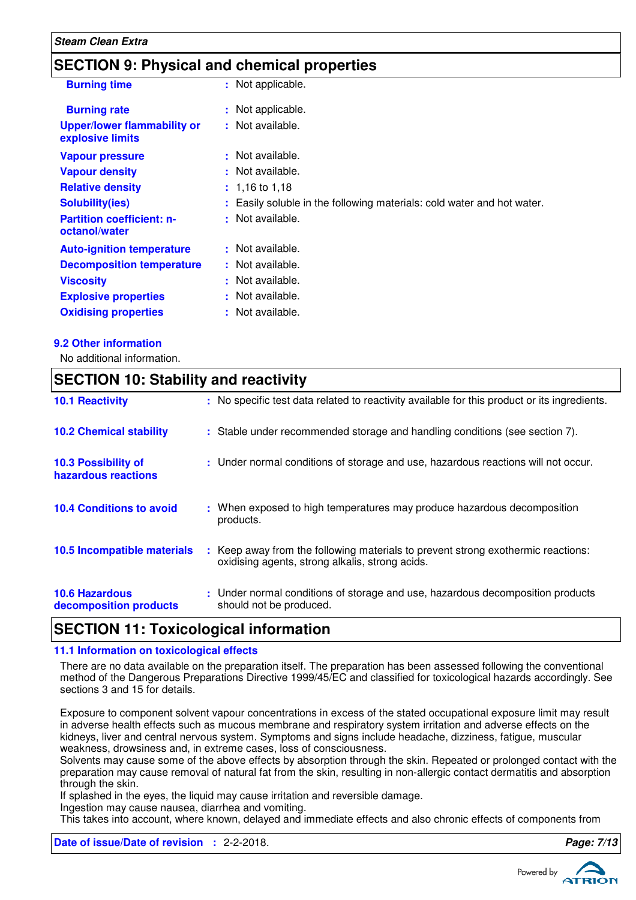## SECTION 9: Physical and chemical properties

| | | |
|---|---|---|
| Burning time | : | Not applicable. |
| Burning rate | : | Not applicable. |
| Upper/lower flammability or explosive limits | : | Not available. |
| Vapour pressure | : | Not available. |
| Vapour density | : | Not available. |
| Relative density | : | 1,16 to 1,18 |
| Solubility(ies) | : | Easily soluble in the following materials: cold water and hot water. |
| Partition coefficient: n-octanol/water | : | Not available. |
| Auto-ignition temperature | : | Not available. |
| Decomposition temperature | : | Not available. |
| Viscosity | : | Not available. |
| Explosive properties | : | Not available. |
| Oxidising properties | : | Not available. |

### 9.2 Other information

No additional information.

## SECTION 10: Stability and reactivity

| | | |
|---|---|---|
| 10.1 Reactivity | : | No specific test data related to reactivity available for this product or its ingredients. |
| 10.2 Chemical stability | : | Stable under recommended storage and handling conditions (see section 7). |
| 10.3 Possibility of hazardous reactions | : | Under normal conditions of storage and use, hazardous reactions will not occur. |
| 10.4 Conditions to avoid | : | When exposed to high temperatures may produce hazardous decomposition products. |
| 10.5 Incompatible materials | : | Keep away from the following materials to prevent strong exothermic reactions: oxidising agents, strong alkalis, strong acids. |
| 10.6 Hazardous decomposition products | : | Under normal conditions of storage and use, hazardous decomposition products should not be produced. |

## SECTION 11: Toxicological information

### 11.1 Information on toxicological effects

There are no data available on the preparation itself. The preparation has been assessed following the conventional method of the Dangerous Preparations Directive 1999/45/EC and classified for toxicological hazards accordingly. See sections 3 and 15 for details.

Exposure to component solvent vapour concentrations in excess of the stated occupational exposure limit may result in adverse health effects such as mucous membrane and respiratory system irritation and adverse effects on the kidneys, liver and central nervous system. Symptoms and signs include headache, dizziness, fatigue, muscular weakness, drowsiness and, in extreme cases, loss of consciousness.
Solvents may cause some of the above effects by absorption through the skin. Repeated or prolonged contact with the preparation may cause removal of natural fat from the skin, resulting in non-allergic contact dermatitis and absorption through the skin.
If splashed in the eyes, the liquid may cause irritation and reversible damage.
Ingestion may cause nausea, diarrhea and vomiting.
This takes into account, where known, delayed and immediate effects and also chronic effects of components from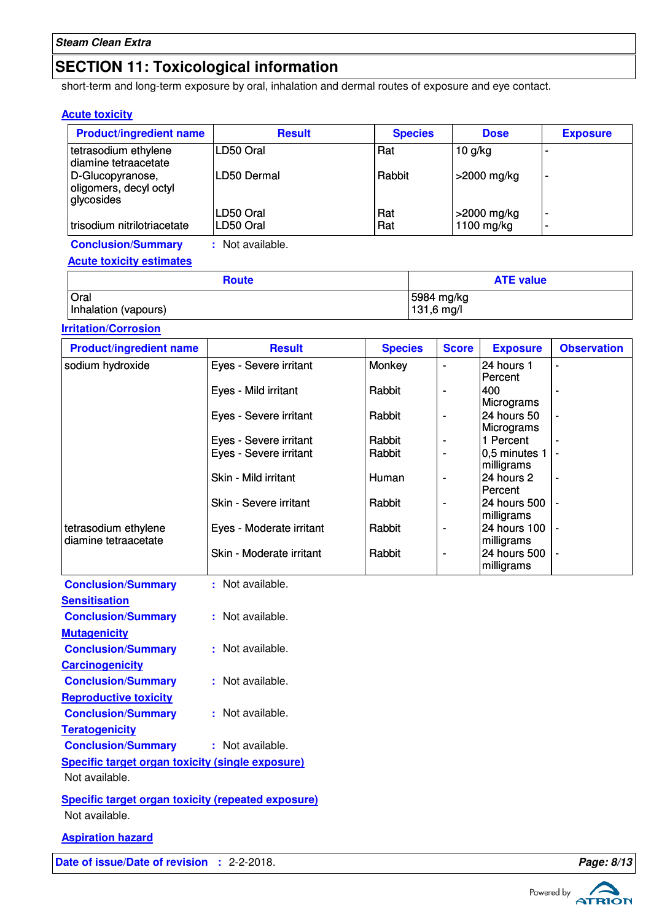## SECTION 11: Toxicological information

short-term and long-term exposure by oral, inhalation and dermal routes of exposure and eye contact.

### Acute toxicity

| Product/ingredient name | Result | Species | Dose | Exposure |
|---|---|---|---|---|
| tetrasodium ethylene diamine tetraacetate | LD50 Oral | Rat | 10 g/kg | - |
| D-Glucopyranose, oligomers, decyl octyl glycosides | LD50 Dermal | Rabbit | >2000 mg/kg | - |
| | LD50 Oral | Rat | >2000 mg/kg | - |
| trisodium nitrilotriacetate | LD50 Oral | Rat | 1100 mg/kg | - |

**Conclusion/Summary** : Not available.

### Acute toxicity estimates

| Route | ATE value |
|---|---|
| Oral | 5984 mg/kg |
| Inhalation (vapours) | 131,6 mg/l |

### Irritation/Corrosion

| Product/ingredient name | Result | Species | Score | Exposure | Observation |
|---|---|---|---|---|---|
| sodium hydroxide | Eyes - Severe irritant | Monkey | - | 24 hours 1 Percent | - |
| | Eyes - Mild irritant | Rabbit | - | 400 Micrograms | - |
| | Eyes - Severe irritant | Rabbit | - | 24 hours 50 Micrograms | - |
| | Eyes - Severe irritant | Rabbit | - | 1 Percent | - |
| | Eyes - Severe irritant | Rabbit | - | 0,5 minutes 1 milligrams | - |
| | Skin - Mild irritant | Human | - | 24 hours 2 Percent | - |
| | Skin - Severe irritant | Rabbit | - | 24 hours 500 milligrams | - |
| tetrasodium ethylene diamine tetraacetate | Eyes - Moderate irritant | Rabbit | - | 24 hours 100 milligrams | - |
| | Skin - Moderate irritant | Rabbit | - | 24 hours 500 milligrams | - |

**Conclusion/Summary** : Not available.

### Sensitisation

**Conclusion/Summary** : Not available.

### Mutagenicity

**Conclusion/Summary** : Not available.

### Carcinogenicity

**Conclusion/Summary** : Not available.

### Reproductive toxicity

**Conclusion/Summary** : Not available.

### Teratogenicity

**Conclusion/Summary** : Not available.

### Specific target organ toxicity (single exposure)

Not available.

### Specific target organ toxicity (repeated exposure)

Not available.

### Aspiration hazard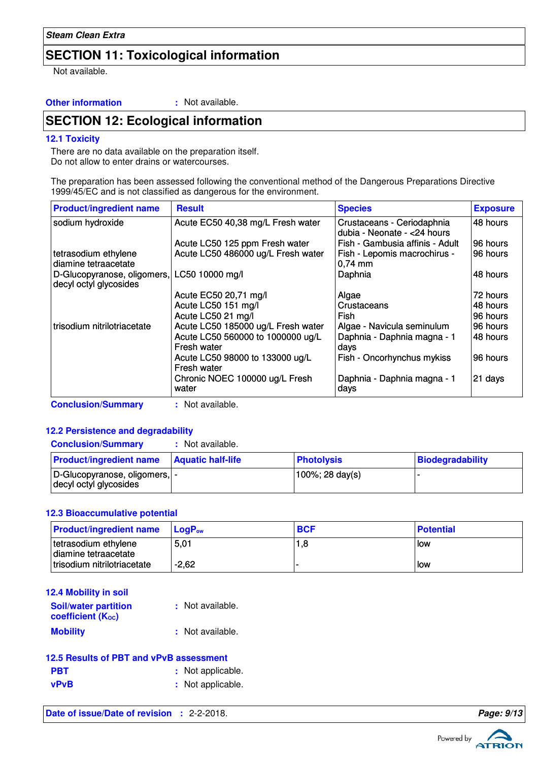## SECTION 11: Toxicological information

Not available.

**Other information** : Not available.

## SECTION 12: Ecological information

### 12.1 Toxicity

There are no data available on the preparation itself.
Do not allow to enter drains or watercourses.

The preparation has been assessed following the conventional method of the Dangerous Preparations Directive 1999/45/EC and is not classified as dangerous for the environment.

| Product/ingredient name | Result | Species | Exposure |
|---|---|---|---|
| sodium hydroxide | Acute EC50 40,38 mg/L Fresh water | Crustaceans - Ceriodaphnia dubia - Neonate - <24 hours | 48 hours |
| | Acute LC50 125 ppm Fresh water | Fish - Gambusia affinis - Adult | 96 hours |
| tetrasodium ethylene diamine tetraacetate | Acute LC50 486000 ug/L Fresh water | Fish - Lepomis macrochirus - 0,74 mm | 96 hours |
| D-Glucopyranose, oligomers, decyl octyl glycosides | LC50 10000 mg/l | Daphnia | 48 hours |
| | Acute EC50 20,71 mg/l | Algae | 72 hours |
| | Acute LC50 151 mg/l | Crustaceans | 48 hours |
| | Acute LC50 21 mg/l | Fish | 96 hours |
| trisodium nitrilotriacetate | Acute LC50 185000 ug/L Fresh water | Algae - Navicula seminulum | 96 hours |
| | Acute LC50 560000 to 1000000 ug/L Fresh water | Daphnia - Daphnia magna - 1 days | 48 hours |
| | Acute LC50 98000 to 133000 ug/L Fresh water | Fish - Oncorhynchus mykiss | 96 hours |
| | Chronic NOEC 100000 ug/L Fresh water | Daphnia - Daphnia magna - 1 days | 21 days |

**Conclusion/Summary** : Not available.

### 12.2 Persistence and degradability

**Conclusion/Summary** : Not available.

| Product/ingredient name | Aquatic half-life | Photolysis | Biodegradability |
|---|---|---|---|
| D-Glucopyranose, oligomers, decyl octyl glycosides | - | 100%; 28 day(s) | - |

### 12.3 Bioaccumulative potential

| Product/ingredient name | $LogP_{ow}$ | BCF | Potential |
|---|---|---|---|
| tetrasodium ethylene diamine tetraacetate | 5,01 | 1,8 | low |
| trisodium nitrilotriacetate | -2,62 | - | low |

### 12.4 Mobility in soil

**Soil/water partition coefficient ($K_{OC}$)** : Not available.

**Mobility** : Not available.

### 12.5 Results of PBT and vPvB assessment

**PBT** : Not applicable.

**vPvB** : Not applicable.

**Date of issue/Date of revision** : 2-2-2018.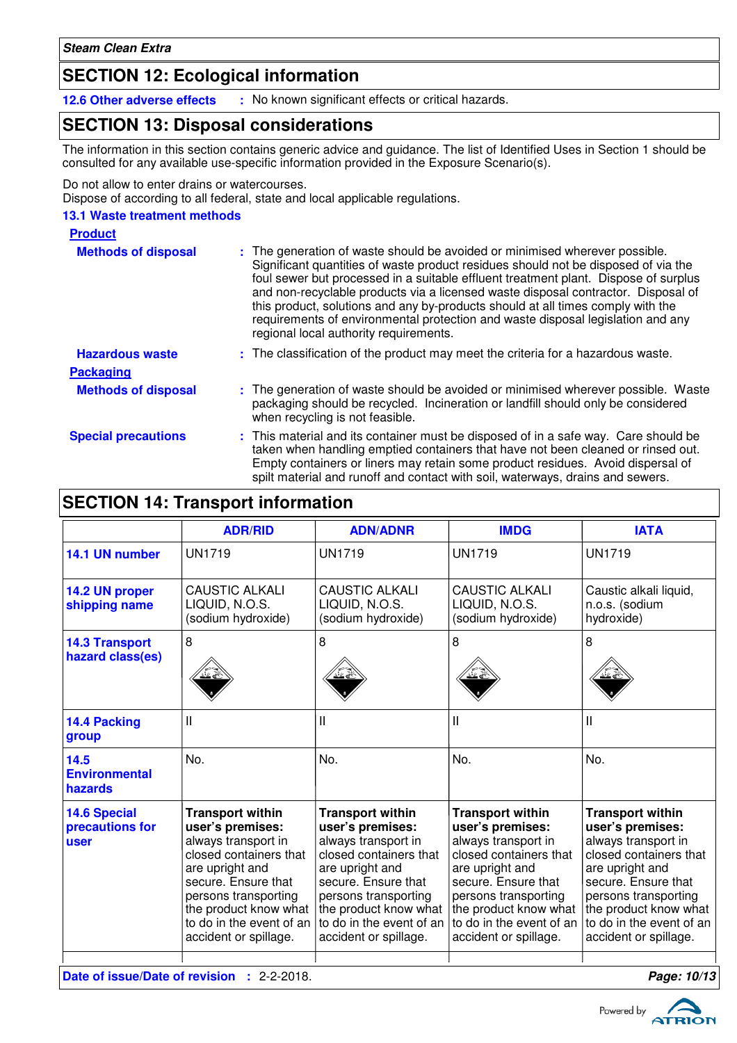## SECTION 12: Ecological information

**12.6 Other adverse effects** : No known significant effects or critical hazards.

## SECTION 13: Disposal considerations

The information in this section contains generic advice and guidance. The list of Identified Uses in Section 1 should be consulted for any available use-specific information provided in the Exposure Scenario(s).

Do not allow to enter drains or watercourses.
Dispose of according to all federal, state and local applicable regulations.

### 13.1 Waste treatment methods

**Product**

**Methods of disposal** : The generation of waste should be avoided or minimised wherever possible. Significant quantities of waste product residues should not be disposed of via the foul sewer but processed in a suitable effluent treatment plant. Dispose of surplus and non-recyclable products via a licensed waste disposal contractor. Disposal of this product, solutions and any by-products should at all times comply with the requirements of environmental protection and waste disposal legislation and any regional local authority requirements.

**Hazardous waste** : The classification of the product may meet the criteria for a hazardous waste.

**Packaging**

**Methods of disposal** : The generation of waste should be avoided or minimised wherever possible. Waste packaging should be recycled. Incineration or landfill should only be considered when recycling is not feasible.

**Special precautions** : This material and its container must be disposed of in a safe way. Care should be taken when handling emptied containers that have not been cleaned or rinsed out. Empty containers or liners may retain some product residues. Avoid dispersal of spilt material and runoff and contact with soil, waterways, drains and sewers.

## SECTION 14: Transport information

| | ADR/RID | ADN/ADNR | IMDG | IATA |
|---|---|---|---|---|
| **14.1 UN number** | UN1719 | UN1719 | UN1719 | UN1719 |
| **14.2 UN proper shipping name** | CAUSTIC ALKALI LIQUID, N.O.S. (sodium hydroxide) | CAUSTIC ALKALI LIQUID, N.O.S. (sodium hydroxide) | CAUSTIC ALKALI LIQUID, N.O.S. (sodium hydroxide) | Caustic alkali liquid, n.o.s. (sodium hydroxide) |
| **14.3 Transport hazard class(es)** | 8 | 8 | 8 | 8 |
| **14.4 Packing group** | II | II | II | II |
| **14.5 Environmental hazards** | No. | No. | No. | No. |
| **14.6 Special precautions for user** | **Transport within user's premises:** always transport in closed containers that are upright and secure. Ensure that persons transporting the product know what to do in the event of an accident or spillage. | **Transport within user's premises:** always transport in closed containers that are upright and secure. Ensure that persons transporting the product know what to do in the event of an accident or spillage. | **Transport within user's premises:** always transport in closed containers that are upright and secure. Ensure that persons transporting the product know what to do in the event of an accident or spillage. | **Transport within user's premises:** always transport in closed containers that are upright and secure. Ensure that persons transporting the product know what to do in the event of an accident or spillage. |

**Date of issue/Date of revision** : 2-2-2018.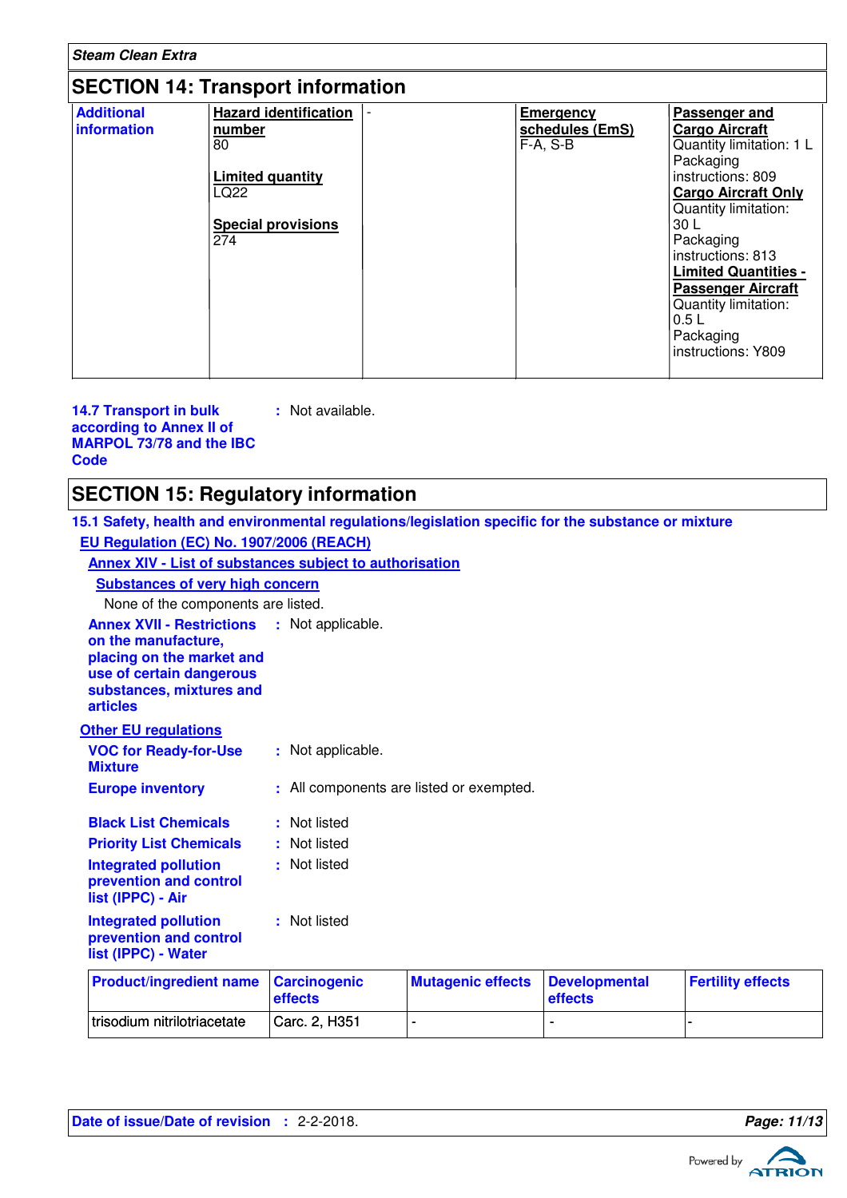## SECTION 14: Transport information

| Additional information | Hazard identification number<br>80<br><br>Limited quantity<br>LQ22<br><br>Special provisions<br>274 | - | Emergency schedules (EmS)<br>F-A, S-B | Passenger and Cargo Aircraft<br>Quantity limitation: 1 L<br>Packaging instructions: 809<br>Cargo Aircraft Only<br>Quantity limitation: 30 L<br>Packaging instructions: 813<br>Limited Quantities - Passenger Aircraft<br>Quantity limitation: 0.5 L<br>Packaging instructions: Y809 |
|---|---|---|---|---|

**14.7 Transport in bulk according to Annex II of MARPOL 73/78 and the IBC Code** : Not available.

## SECTION 15: Regulatory information

### 15.1 Safety, health and environmental regulations/legislation specific for the substance or mixture

**EU Regulation (EC) No. 1907/2006 (REACH)**

**Annex XIV - List of substances subject to authorisation**

**Substances of very high concern**

None of the components are listed.

**Annex XVII - Restrictions on the manufacture, placing on the market and use of certain dangerous substances, mixtures and articles** : Not applicable.

**Other EU regulations**

**VOC for Ready-for-Use Mixture** : Not applicable.

**Europe inventory** : All components are listed or exempted.

**Black List Chemicals** : Not listed

**Priority List Chemicals** : Not listed

**Integrated pollution prevention and control list (IPPC) - Air** : Not listed

**Integrated pollution prevention and control list (IPPC) - Water** : Not listed

| Product/ingredient name | Carcinogenic effects | Mutagenic effects | Developmental effects | Fertility effects |
|---|---|---|---|---|
| trisodium nitrilotriacetate | Carc. 2, H351 | - | - | - |

Date of issue/Date of revision : 2-2-2018.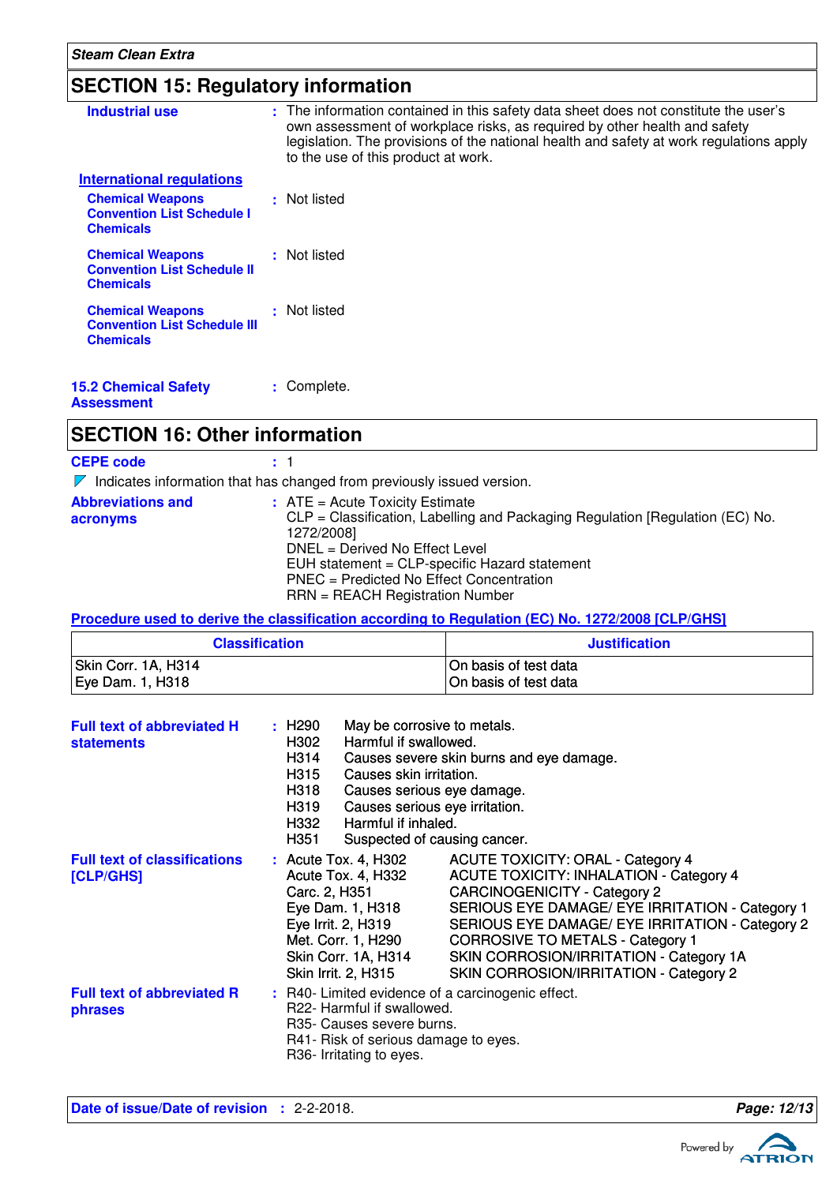## SECTION 15: Regulatory information

**Industrial use** : The information contained in this safety data sheet does not constitute the user's own assessment of workplace risks, as required by other health and safety legislation. The provisions of the national health and safety at work regulations apply to the use of this product at work.

**International regulations**

**Chemical Weapons Convention List Schedule I Chemicals** : Not listed

**Chemical Weapons Convention List Schedule II Chemicals** : Not listed

**Chemical Weapons Convention List Schedule III Chemicals** : Not listed

**15.2 Chemical Safety Assessment** : Complete.

## SECTION 16: Other information

**CEPE code** : 1

Indicates information that has changed from previously issued version.

**Abbreviations and acronyms** :
ATE = Acute Toxicity Estimate
CLP = Classification, Labelling and Packaging Regulation [Regulation (EC) No. 1272/2008]
DNEL = Derived No Effect Level
EUH statement = CLP-specific Hazard statement
PNEC = Predicted No Effect Concentration
RRN = REACH Registration Number

**Procedure used to derive the classification according to Regulation (EC) No. 1272/2008 [CLP/GHS]**

| Classification | Justification |
|---|---|
| Skin Corr. 1A, H314<br>Eye Dam. 1, H318 | On basis of test data<br>On basis of test data |

**Full text of abbreviated H statements** :

- H290 May be corrosive to metals.
- H302 Harmful if swallowed.
- H314 Causes severe skin burns and eye damage.
- H315 Causes skin irritation.
- H318 Causes serious eye damage.
- H319 Causes serious eye irritation.
- H332 Harmful if inhaled.
- H351 Suspected of causing cancer.

**Full text of classifications [CLP/GHS]** :

- Acute Tox. 4, H302 ACUTE TOXICITY: ORAL - Category 4
- Acute Tox. 4, H332 ACUTE TOXICITY: INHALATION - Category 4
- Carc. 2, H351 CARCINOGENICITY - Category 2
- Eye Dam. 1, H318 SERIOUS EYE DAMAGE/ EYE IRRITATION - Category 1
- Eye Irrit. 2, H319 SERIOUS EYE DAMAGE/ EYE IRRITATION - Category 2
- Met. Corr. 1, H290 CORROSIVE TO METALS - Category 1
- Skin Corr. 1A, H314 SKIN CORROSION/IRRITATION - Category 1A
- Skin Irrit. 2, H315 SKIN CORROSION/IRRITATION - Category 2

**Full text of abbreviated R phrases** :

- R40- Limited evidence of a carcinogenic effect.
- R22- Harmful if swallowed.
- R35- Causes severe burns.
- R41- Risk of serious damage to eyes.
- R36- Irritating to eyes.

**Date of issue/Date of revision** : 2-2-2018.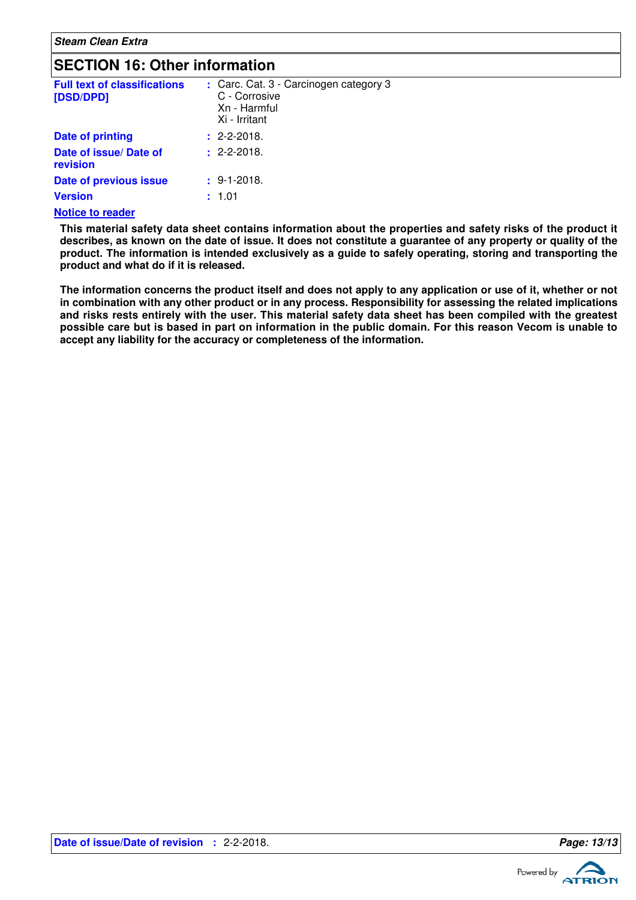## SECTION 16: Other information

| | | |
|---|---|---|
| **Full text of classifications [DSD/DPD]** | : | Carc. Cat. 3 - Carcinogen category 3<br>C - Corrosive<br>Xn - Harmful<br>Xi - Irritant |
| **Date of printing** | : | 2-2-2018. |
| **Date of issue/ Date of revision** | : | 2-2-2018. |
| **Date of previous issue** | : | 9-1-2018. |
| **Version** | : | 1.01 |

**Notice to reader**

**This material safety data sheet contains information about the properties and safety risks of the product it describes, as known on the date of issue. It does not constitute a guarantee of any property or quality of the product. The information is intended exclusively as a guide to safely operating, storing and transporting the product and what do if it is released.**

**The information concerns the product itself and does not apply to any application or use of it, whether or not in combination with any other product or in any process. Responsibility for assessing the related implications and risks rests entirely with the user. This material safety data sheet has been compiled with the greatest possible care but is based in part on information in the public domain. For this reason Vecom is unable to accept any liability for the accuracy or completeness of the information.**